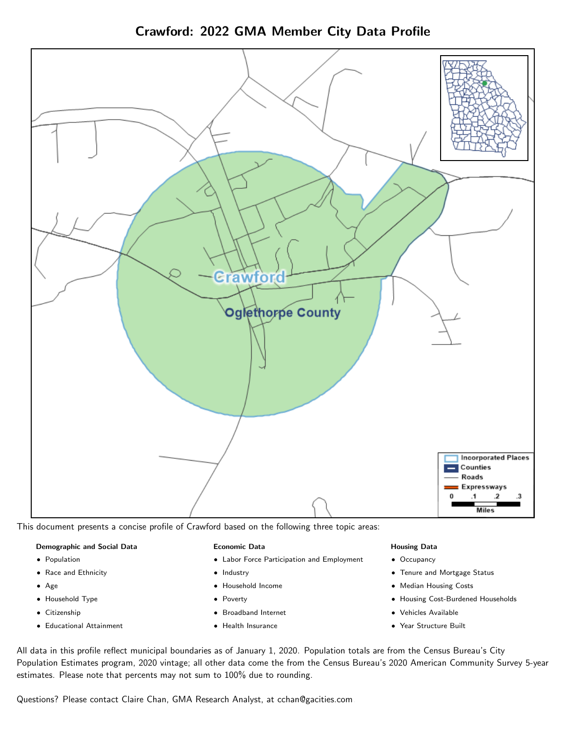# Crawford: 2022 GMA Member City Data Profile

This document presents a concise profile of Crawford based on the following three topic areas:

**Demographic and Social Data**

- Population
- Race and Ethnicity
- Age
- Household Type
- Citizenship
- Educational Attainment

**Economic Data**

- Labor Force Participation and Employment
- Industry
- Household Income
- Poverty
- Broadband Internet
- Health Insurance

**Housing Data**

- Occupancy
- Tenure and Mortgage Status
- Median Housing Costs
- Housing Cost-Burdened Households
- Vehicles Available
- Year Structure Built

All data in this profile reflect municipal boundaries as of January 1, 2020. Population totals are from the Census Bureau's City Population Estimates program, 2020 vintage; all other data come the from the Census Bureau's 2020 American Community Survey 5-year estimates. Please note that percents may not sum to 100% due to rounding.

Questions? Please contact Claire Chan, GMA Research Analyst, at cchan@gacities.com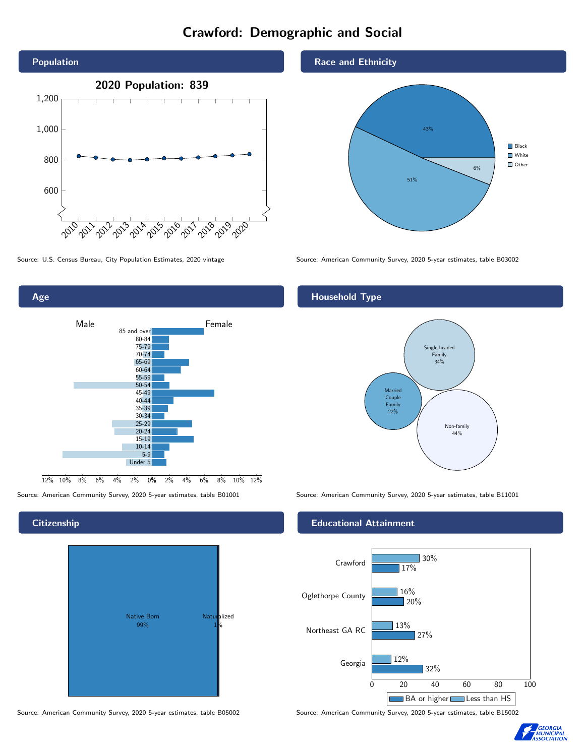# Crawford: Demographic and Social

## Population

2020 Population: 839

Source: U.S. Census Bureau, City Population Estimates, 2020 vintage

## Race and Ethnicity

| Race | Percent |
|---|---|
| Black | 43% |
| White | 51% |
| Other | 6% |

Source: American Community Survey, 2020 5-year estimates, table B03002

## Age

Source: American Community Survey, 2020 5-year estimates, table B01001

## Household Type

| Household Type | Percent |
|---|---|
| Single-headed Family | 34% |
| Married Couple Family | 22% |
| Non-family | 44% |

Source: American Community Survey, 2020 5-year estimates, table B11001

## Citizenship

| Citizenship | Percent |
|---|---|
| Native Born | 99% |
| Naturalized | 1% |

Source: American Community Survey, 2020 5-year estimates, table B05002

## Educational Attainment

| Area | Less than HS | BA or higher |
|---|---|---|
| Crawford | 30% | 17% |
| Oglethorpe County | 16% | 20% |
| Northeast GA RC | 13% | 27% |
| Georgia | 12% | 32% |

Source: American Community Survey, 2020 5-year estimates, table B15002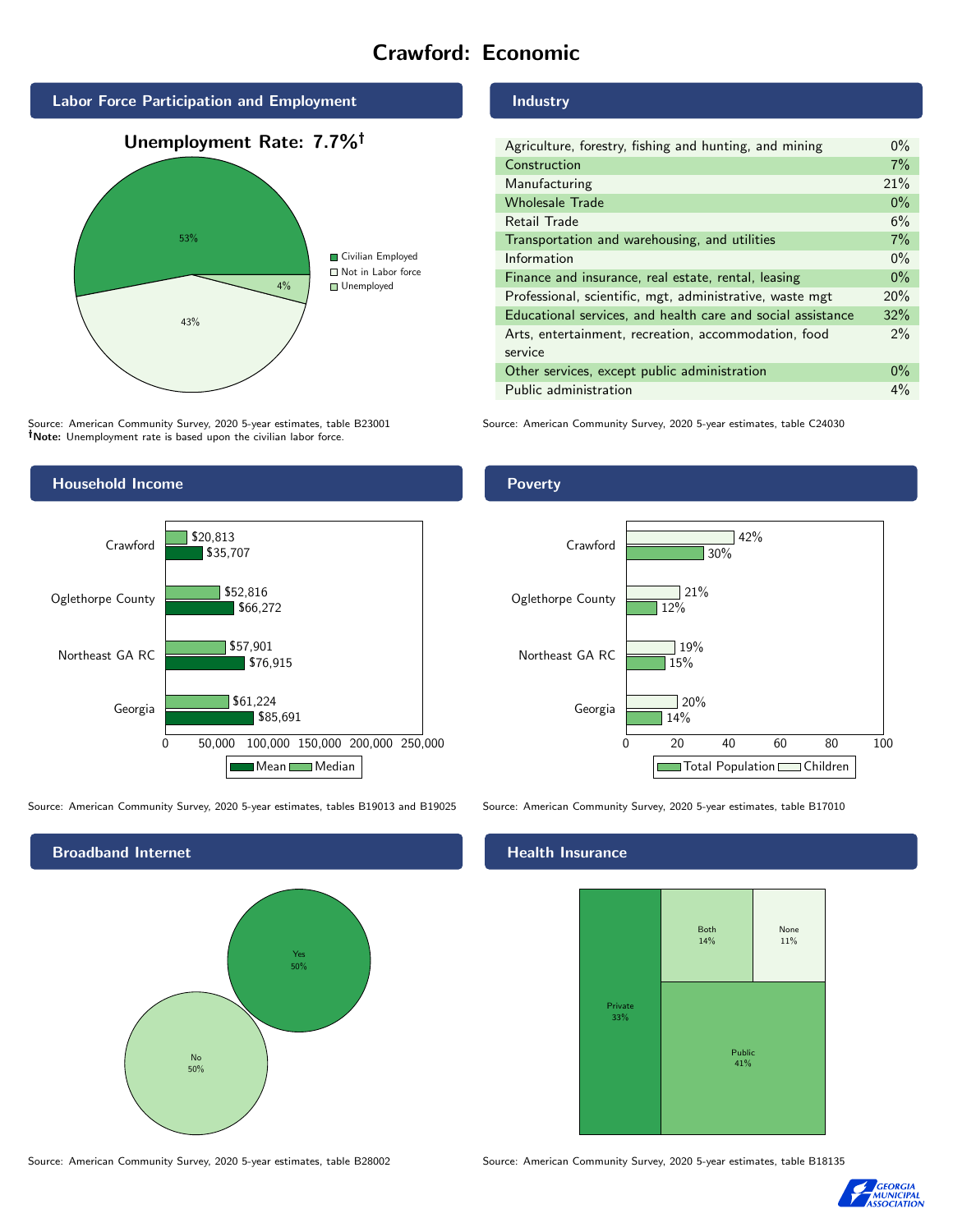# Crawford: Economic

## Labor Force Participation and Employment

**Unemployment Rate: 7.7%†**

| Category | Percent |
|---|---|
| Civilian Employed | 53% |
| Not in Labor force | 43% |
| Unemployed | 4% |

Source: American Community Survey, 2020 5-year estimates, table B23001
**†Note:** Unemployment rate is based upon the civilian labor force.

## Industry

| Industry | Percent |
|---|---|
| Agriculture, forestry, fishing and hunting, and mining | 0% |
| Construction | 7% |
| Manufacturing | 21% |
| Wholesale Trade | 0% |
| Retail Trade | 6% |
| Transportation and warehousing, and utilities | 7% |
| Information | 0% |
| Finance and insurance, real estate, rental, leasing | 0% |
| Professional, scientific, mgt, administrative, waste mgt | 20% |
| Educational services, and health care and social assistance | 32% |
| Arts, entertainment, recreation, accommodation, food service | 2% |
| Other services, except public administration | 0% |
| Public administration | 4% |

Source: American Community Survey, 2020 5-year estimates, table C24030

## Household Income

| | Median | Mean |
|---|---|---|
| Crawford | $20,813 | $35,707 |
| Oglethorpe County | $52,816 | $66,272 |
| Northeast GA RC | $57,901 | $76,915 |
| Georgia | $61,224 | $85,691 |

Source: American Community Survey, 2020 5-year estimates, tables B19013 and B19025

## Poverty

| | Children | Total Population |
|---|---|---|
| Crawford | 42% | 30% |
| Oglethorpe County | 21% | 12% |
| Northeast GA RC | 19% | 15% |
| Georgia | 20% | 14% |

Source: American Community Survey, 2020 5-year estimates, table B17010

## Broadband Internet

| | Percent |
|---|---|
| Yes | 50% |
| No | 50% |

Source: American Community Survey, 2020 5-year estimates, table B28002

## Health Insurance

| | Percent |
|---|---|
| Private | 33% |
| Public | 41% |
| Both | 14% |
| None | 11% |

Source: American Community Survey, 2020 5-year estimates, table B18135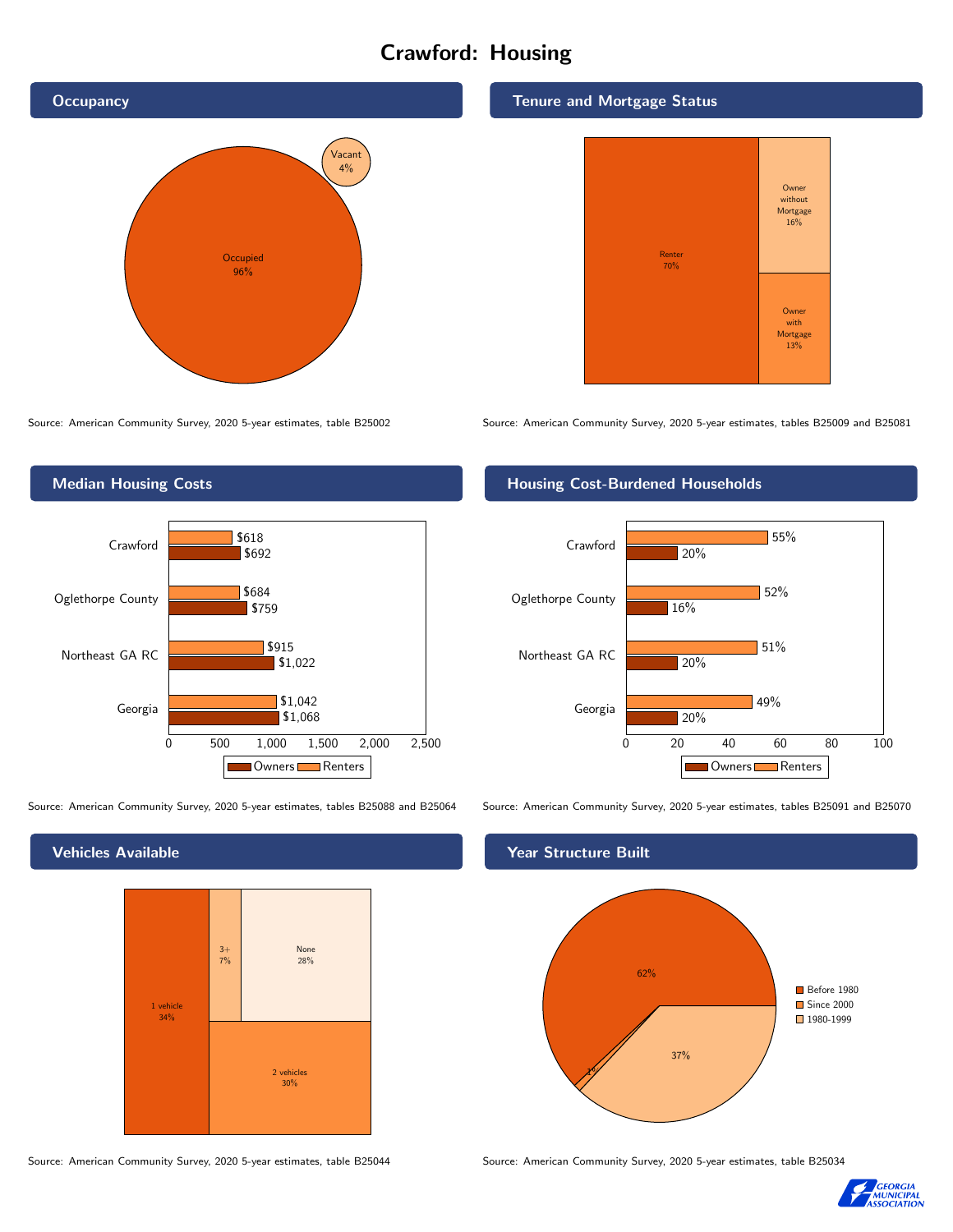# Crawford: Housing

## Occupancy

Vacant
4%

Occupied
96%

Source: American Community Survey, 2020 5-year estimates, table B25002

## Tenure and Mortgage Status

Renter
70%

Owner without Mortgage
16%

Owner with Mortgage
13%

Source: American Community Survey, 2020 5-year estimates, tables B25009 and B25081

## Median Housing Costs

Crawford
$618
$692

Oglethorpe County
$684
$759

Northeast GA RC
$915
$1,022

Georgia
$1,042
$1,068

0 500 1,000 1,500 2,000 2,500

Owners Renters

Source: American Community Survey, 2020 5-year estimates, tables B25088 and B25064

## Housing Cost-Burdened Households

Crawford
55%
20%

Oglethorpe County
52%
16%

Northeast GA RC
51%
20%

Georgia
49%
20%

0 20 40 60 80 100

Owners Renters

Source: American Community Survey, 2020 5-year estimates, tables B25091 and B25070

## Vehicles Available

1 vehicle
34%

3+
7%

None
28%

2 vehicles
30%

Source: American Community Survey, 2020 5-year estimates, table B25044

## Year Structure Built

62%

37%

1%

Before 1980
Since 2000
1980-1999

Source: American Community Survey, 2020 5-year estimates, table B25034